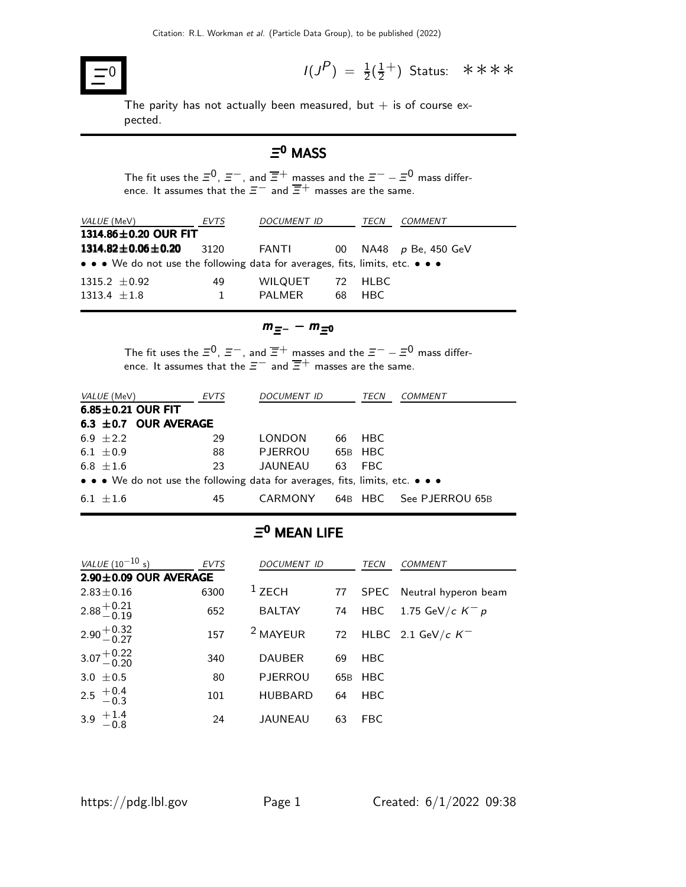Citation: R.L. Workman et al. (Particle Data Group), to be published (2022)

# $\Xi^0$

$I(J^P) = \frac{1}{2}(\frac{1}{2}^+)$ Status: ∗∗∗∗

The parity has not actually been measured, but + is of course expected.

## $\Xi^0$ MASS

The fit uses the $\Xi^0$, $\Xi^-$, and $\overline{\Xi}^+$ masses and the $\Xi^- - \Xi^0$ mass difference. It assumes that the $\Xi^-$ and $\overline{\Xi}^+$ masses are the same.

| VALUE (MeV) | EVTS | DOCUMENT ID | | TECN | COMMENT |
|---|---|---|---|---|---|
| **1314.86±0.20 OUR FIT** | | | | | |
| **1314.82±0.06±0.20** | 3120 | FANTI | 00 | NA48 | $p$ Be, 450 GeV |
| • • • We do not use the following data for averages, fits, limits, etc. • • • | | | | | |
| 1315.2 ±0.92 | 49 | WILQUET | 72 | HLBC | |
| 1313.4 ±1.8 | 1 | PALMER | 68 | HBC | |

## $m_{\Xi^-} - m_{\Xi^0}$

The fit uses the $\Xi^0$, $\Xi^-$, and $\overline{\Xi}^+$ masses and the $\Xi^- - \Xi^0$ mass difference. It assumes that the $\Xi^-$ and $\overline{\Xi}^+$ masses are the same.

| VALUE (MeV) | EVTS | DOCUMENT ID | | TECN | COMMENT |
|---|---|---|---|---|---|
| **6.85±0.21 OUR FIT** | | | | | |
| **6.3 ±0.7 OUR AVERAGE** | | | | | |
| 6.9 ±2.2 | 29 | LONDON | 66 | HBC | |
| 6.1 ±0.9 | 88 | PJERROU | 65B | HBC | |
| 6.8 ±1.6 | 23 | JAUNEAU | 63 | FBC | |
| • • • We do not use the following data for averages, fits, limits, etc. • • • | | | | | |
| 6.1 ±1.6 | 45 | CARMONY | 64B | HBC | See PJERROU 65B |

## $\Xi^0$ MEAN LIFE

| VALUE ($10^{-10}$ s) | EVTS | DOCUMENT ID | | TECN | COMMENT |
|---|---|---|---|---|---|
| **2.90±0.09 OUR AVERAGE** | | | | | |
| 2.83±0.16 | 6300 | [1] ZECH | 77 | SPEC | Neutral hyperon beam |
| $2.88^{+0.21}_{-0.19}$ | 652 | BALTAY | 74 | HBC | 1.75 GeV/$c$ $K^- p$ |
| $2.90^{+0.32}_{-0.27}$ | 157 | [2] MAYEUR | 72 | HLBC | 2.1 GeV/$c$ $K^-$ |
| $3.07^{+0.22}_{-0.20}$ | 340 | DAUBER | 69 | HBC | |
| 3.0 ±0.5 | 80 | PJERROU | 65B | HBC | |
| $2.5\ ^{+0.4}_{-0.3}$ | 101 | HUBBARD | 64 | HBC | |
| $3.9\ ^{+1.4}_{-0.8}$ | 24 | JAUNEAU | 63 | FBC | |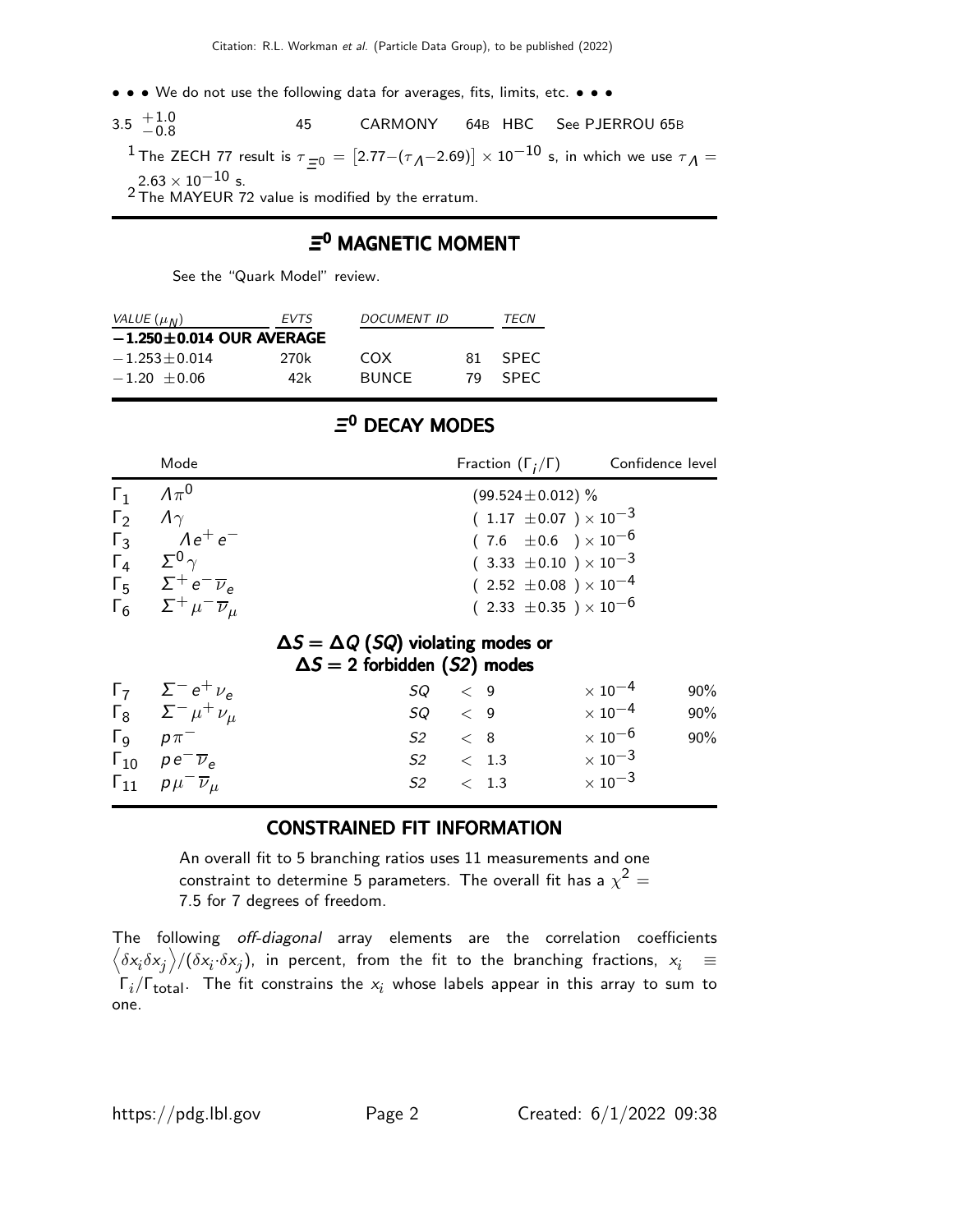• • • We do not use the following data for averages, fits, limits, etc. • • •

| | | | | |
|---|---|---|---|---|
| $3.5\ ^{+1.0}_{-0.8}$ | 45 | CARMONY | 64B HBC | See PJERROU 65B |

[1] The ZECH 77 result is $\tau_{\Xi^0} = [2.77-(\tau_\Lambda-2.69)] \times 10^{-10}$ s, in which we use $\tau_\Lambda = 2.63 \times 10^{-10}$ s.

[2] The MAYEUR 72 value is modified by the erratum.

## $\Xi^0$ MAGNETIC MOMENT

See the "Quark Model" review.

| VALUE ($\mu_N$) | EVTS | DOCUMENT ID | | TECN |
|---|---|---|---|---|
| **$-1.250\pm0.014$ OUR AVERAGE** | | | | |
| $-1.253\pm0.014$ | 270k | COX | 81 | SPEC |
| $-1.20\ \pm0.06$ | 42k | BUNCE | 79 | SPEC |

## $\Xi^0$ DECAY MODES

| | Mode | | Fraction ($\Gamma_i/\Gamma$) | Confidence level |
|---|---|---|---|---|
| $\Gamma_1$ | $\Lambda\pi^0$ | | $(99.524\pm0.012)$ % | |
| $\Gamma_2$ | $\Lambda\gamma$ | | $(1.17\ \pm0.07\ )\times10^{-3}$ | |
| $\Gamma_3$ | $\Lambda e^+e^-$ | | $(7.6\ \ \pm0.6\ \ )\times10^{-6}$ | |
| $\Gamma_4$ | $\Sigma^0\gamma$ | | $(3.33\ \pm0.10\ )\times10^{-3}$ | |
| $\Gamma_5$ | $\Sigma^+e^-\overline{\nu}_e$ | | $(2.52\ \pm0.08\ )\times10^{-4}$ | |
| $\Gamma_6$ | $\Sigma^+\mu^-\overline{\nu}_\mu$ | | $(2.33\ \pm0.35\ )\times10^{-6}$ | |
| | **$\Delta S = \Delta Q$ (*SQ*) violating modes or $\Delta S = 2$ forbidden (*S2*) modes** | | | |
| $\Gamma_7$ | $\Sigma^-e^+\nu_e$ | *SQ* | $< 9\ \ \ \times10^{-4}$ | 90% |
| $\Gamma_8$ | $\Sigma^-\mu^+\nu_\mu$ | *SQ* | $< 9\ \ \ \times10^{-4}$ | 90% |
| $\Gamma_9$ | $p\pi^-$ | *S2* | $< 8\ \ \ \times10^{-6}$ | 90% |
| $\Gamma_{10}$ | $pe^-\overline{\nu}_e$ | *S2* | $< 1.3\ \ \times10^{-3}$ | |
| $\Gamma_{11}$ | $p\mu^-\overline{\nu}_\mu$ | *S2* | $< 1.3\ \ \times10^{-3}$ | |

## CONSTRAINED FIT INFORMATION

An overall fit to 5 branching ratios uses 11 measurements and one constraint to determine 5 parameters. The overall fit has a $\chi^2 =$ 7.5 for 7 degrees of freedom.

The following *off-diagonal* array elements are the correlation coefficients $\left\langle\delta x_i\delta x_j\right\rangle/(\delta x_i\cdot\delta x_j)$, in percent, from the fit to the branching fractions, $x_i \equiv \Gamma_i/\Gamma_{\text{total}}$. The fit constrains the $x_i$ whose labels appear in this array to sum to one.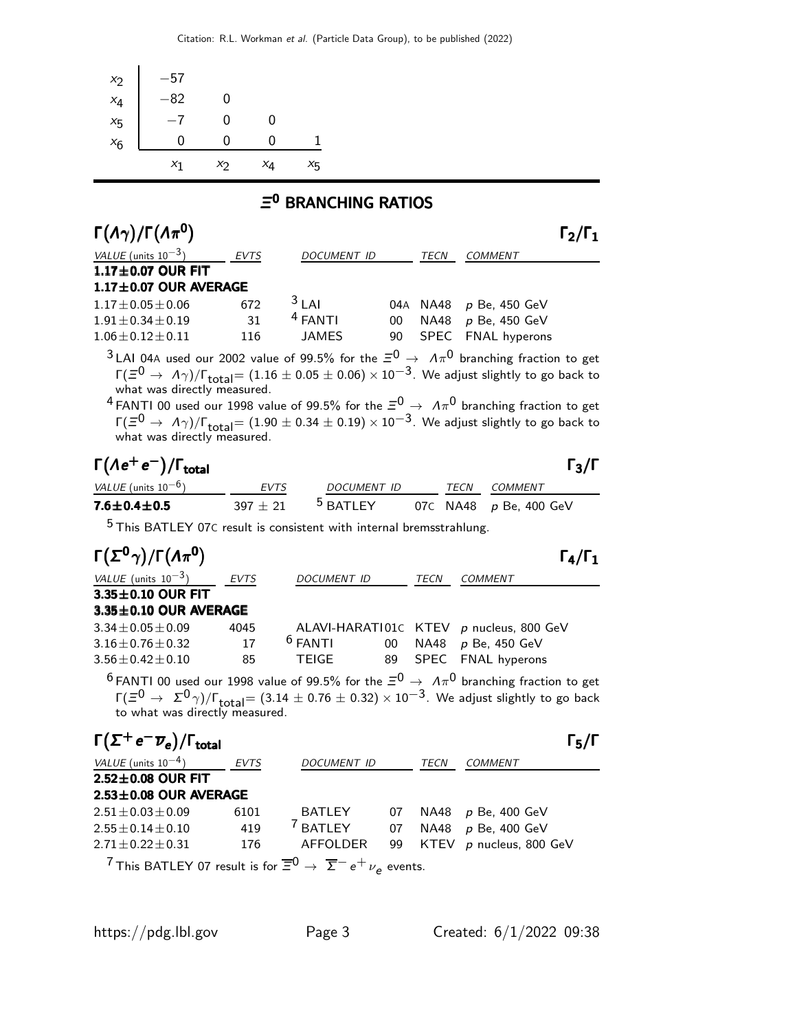|  |  |  |  |  |
|---|---|---|---|---|
| $x_2$ | −57 |  |  |  |
| $x_4$ | −82 | 0 |  |  |
| $x_5$ | −7 | 0 | 0 |  |
| $x_6$ | 0 | 0 | 0 | 1 |
|  | $x_1$ | $x_2$ | $x_4$ | $x_5$ |

## $\Xi^0$ BRANCHING RATIOS

### $\Gamma(\Lambda\gamma)/\Gamma(\Lambda\pi^0)$ — $\Gamma_2/\Gamma_1$

| VALUE (units $10^{-3}$) | EVTS | DOCUMENT ID | | TECN | COMMENT |
|---|---|---|---|---|---|
| **1.17±0.07 OUR FIT** | | | | | |
| **1.17±0.07 OUR AVERAGE** | | | | | |
| 1.17±0.05±0.06 | 672 | [3] LAI | 04A | NA48 | $p$ Be, 450 GeV |
| 1.91±0.34±0.19 | 31 | [4] FANTI | 00 | NA48 | $p$ Be, 450 GeV |
| 1.06±0.12±0.11 | 116 | JAMES | 90 | SPEC | FNAL hyperons |

[3] LAI 04A used our 2002 value of 99.5% for the $\Xi^0 \rightarrow \Lambda\pi^0$ branching fraction to get $\Gamma(\Xi^0 \rightarrow \Lambda\gamma)/\Gamma_{\text{total}} = (1.16 \pm 0.05 \pm 0.06) \times 10^{-3}$. We adjust slightly to go back to what was directly measured.

[4] FANTI 00 used our 1998 value of 99.5% for the $\Xi^0 \rightarrow \Lambda\pi^0$ branching fraction to get $\Gamma(\Xi^0 \rightarrow \Lambda\gamma)/\Gamma_{\text{total}} = (1.90 \pm 0.34 \pm 0.19) \times 10^{-3}$. We adjust slightly to go back to what was directly measured.

### $\Gamma(\Lambda e^+ e^-)/\Gamma_{\text{total}}$ — $\Gamma_3/\Gamma$

| VALUE (units $10^{-6}$) | EVTS | DOCUMENT ID | | TECN | COMMENT |
|---|---|---|---|---|---|
| **7.6±0.4±0.5** | 397 ± 21 | [5] BATLEY | 07C | NA48 | $p$ Be, 400 GeV |

[5] This BATLEY 07C result is consistent with internal bremsstrahlung.

### $\Gamma(\Sigma^0\gamma)/\Gamma(\Lambda\pi^0)$ — $\Gamma_4/\Gamma_1$

| VALUE (units $10^{-3}$) | EVTS | DOCUMENT ID | | TECN | COMMENT |
|---|---|---|---|---|---|
| **3.35±0.10 OUR FIT** | | | | | |
| **3.35±0.10 OUR AVERAGE** | | | | | |
| 3.34±0.05±0.09 | 4045 | ALAVI-HARATI | 01C | KTEV | $p$ nucleus, 800 GeV |
| 3.16±0.76±0.32 | 17 | [6] FANTI | 00 | NA48 | $p$ Be, 450 GeV |
| 3.56±0.42±0.10 | 85 | TEIGE | 89 | SPEC | FNAL hyperons |

[6] FANTI 00 used our 1998 value of 99.5% for the $\Xi^0 \rightarrow \Lambda\pi^0$ branching fraction to get $\Gamma(\Xi^0 \rightarrow \Sigma^0\gamma)/\Gamma_{\text{total}} = (3.14 \pm 0.76 \pm 0.32) \times 10^{-3}$. We adjust slightly to go back to what was directly measured.

### $\Gamma(\Sigma^+ e^- \overline{\nu}_e)/\Gamma_{\text{total}}$ — $\Gamma_5/\Gamma$

| VALUE (units $10^{-4}$) | EVTS | DOCUMENT ID | | TECN | COMMENT |
|---|---|---|---|---|---|
| **2.52±0.08 OUR FIT** | | | | | |
| **2.53±0.08 OUR AVERAGE** | | | | | |
| 2.51±0.03±0.09 | 6101 | BATLEY | 07 | NA48 | $p$ Be, 400 GeV |
| 2.55±0.14±0.10 | 419 | [7] BATLEY | 07 | NA48 | $p$ Be, 400 GeV |
| 2.71±0.22±0.31 | 176 | AFFOLDER | 99 | KTEV | $p$ nucleus, 800 GeV |

[7] This BATLEY 07 result is for $\overline{\Xi}^0 \rightarrow \overline{\Sigma}^- e^+ \nu_e$ events.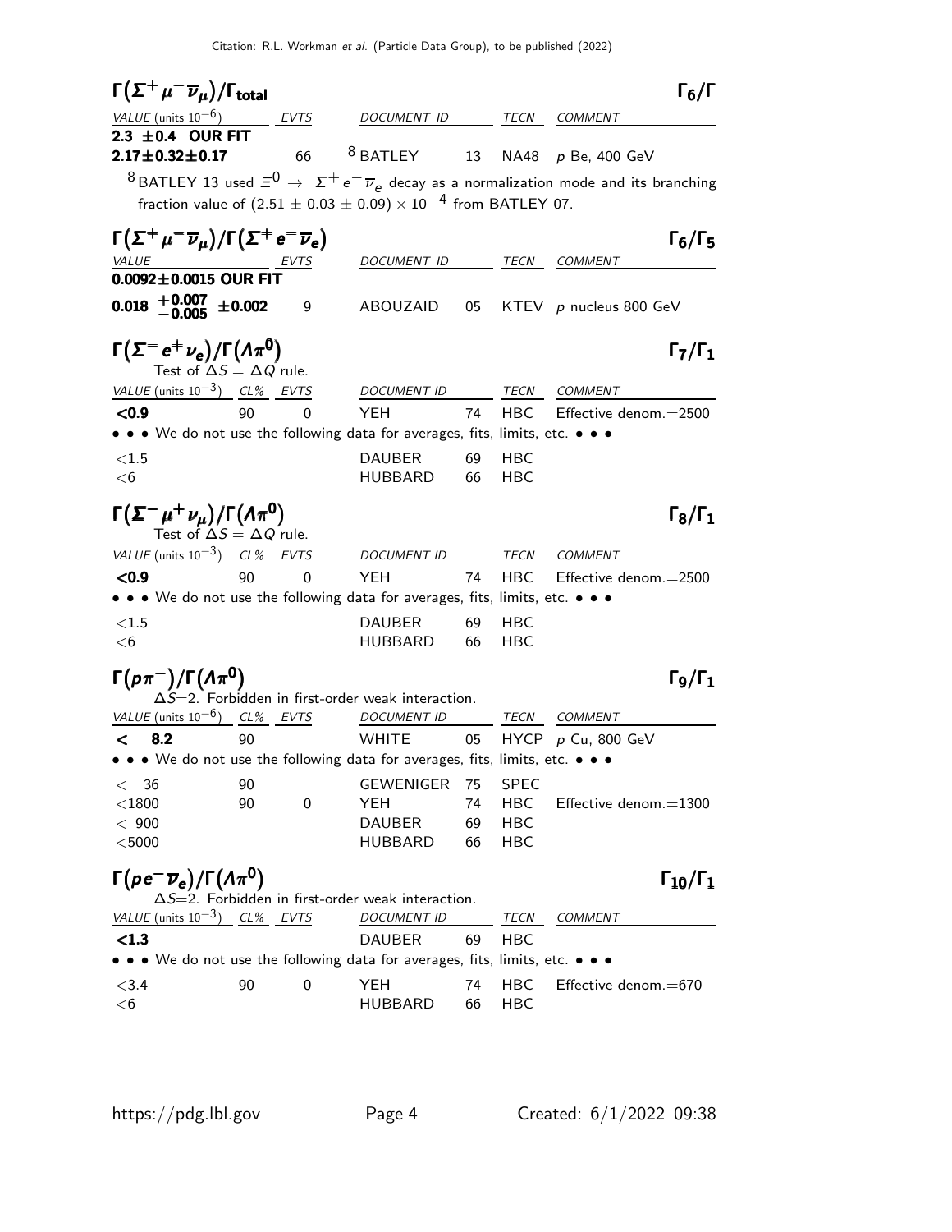### $\Gamma(\Sigma^+ \mu^- \overline{\nu}_\mu)/\Gamma_{\text{total}}$ — $\Gamma_6/\Gamma$

| VALUE (units $10^{-6}$) | EVTS | DOCUMENT ID | | TECN | COMMENT |
|---|---|---|---|---|---|
| **2.3 ±0.4 OUR FIT** | | | | | |
| **2.17±0.32±0.17** | 66 | [8] BATLEY | 13 | NA48 | $p$ Be, 400 GeV |

[8] BATLEY 13 used $\Xi^0 \rightarrow \Sigma^+ e^- \overline{\nu}_e$ decay as a normalization mode and its branching fraction value of $(2.51 \pm 0.03 \pm 0.09) \times 10^{-4}$ from BATLEY 07.

### $\Gamma(\Sigma^+ \mu^- \overline{\nu}_\mu)/\Gamma(\Sigma^+ e^- \overline{\nu}_e)$ — $\Gamma_6/\Gamma_5$

| VALUE | EVTS | DOCUMENT ID | | TECN | COMMENT |
|---|---|---|---|---|---|
| **0.0092±0.0015 OUR FIT** | | | | | |
| $\mathbf{0.018\ ^{+0.007}_{-0.005}\ \pm 0.002}$ | 9 | ABOUZAID | 05 | KTEV | $p$ nucleus 800 GeV |

### $\Gamma(\Sigma^- e^+ \nu_e)/\Gamma(\Lambda\pi^0)$ — $\Gamma_7/\Gamma_1$

Test of $\Delta S = \Delta Q$ rule.

| VALUE (units $10^{-3}$) | CL% | EVTS | DOCUMENT ID | | TECN | COMMENT |
|---|---|---|---|---|---|---|
| **<0.9** | 90 | 0 | YEH | 74 | HBC | Effective denom.=2500 |
| • • • We do not use the following data for averages, fits, limits, etc. • • • | | | | | | |
| <1.5 | | | DAUBER | 69 | HBC | |
| <6 | | | HUBBARD | 66 | HBC | |

### $\Gamma(\Sigma^- \mu^+ \nu_\mu)/\Gamma(\Lambda\pi^0)$ — $\Gamma_8/\Gamma_1$

Test of $\Delta S = \Delta Q$ rule.

| VALUE (units $10^{-3}$) | CL% | EVTS | DOCUMENT ID | | TECN | COMMENT |
|---|---|---|---|---|---|---|
| **<0.9** | 90 | 0 | YEH | 74 | HBC | Effective denom.=2500 |
| • • • We do not use the following data for averages, fits, limits, etc. • • • | | | | | | |
| <1.5 | | | DAUBER | 69 | HBC | |
| <6 | | | HUBBARD | 66 | HBC | |

### $\Gamma(p\pi^-)/\Gamma(\Lambda\pi^0)$ — $\Gamma_9/\Gamma_1$

$\Delta S$=2. Forbidden in first-order weak interaction.

| VALUE (units $10^{-6}$) | CL% | EVTS | DOCUMENT ID | | TECN | COMMENT |
|---|---|---|---|---|---|---|
| **< 8.2** | 90 | | WHITE | 05 | HYCP | $p$ Cu, 800 GeV |
| • • • We do not use the following data for averages, fits, limits, etc. • • • | | | | | | |
| < 36 | 90 | | GEWENIGER | 75 | SPEC | |
| <1800 | 90 | 0 | YEH | 74 | HBC | Effective denom.=1300 |
| < 900 | | | DAUBER | 69 | HBC | |
| <5000 | | | HUBBARD | 66 | HBC | |

### $\Gamma(p e^- \overline{\nu}_e)/\Gamma(\Lambda\pi^0)$ — $\Gamma_{10}/\Gamma_1$

$\Delta S$=2. Forbidden in first-order weak interaction.

| VALUE (units $10^{-3}$) | CL% | EVTS | DOCUMENT ID | | TECN | COMMENT |
|---|---|---|---|---|---|---|
| **<1.3** | | | DAUBER | 69 | HBC | |
| • • • We do not use the following data for averages, fits, limits, etc. • • • | | | | | | |
| <3.4 | 90 | 0 | YEH | 74 | HBC | Effective denom.=670 |
| <6 | | | HUBBARD | 66 | HBC | |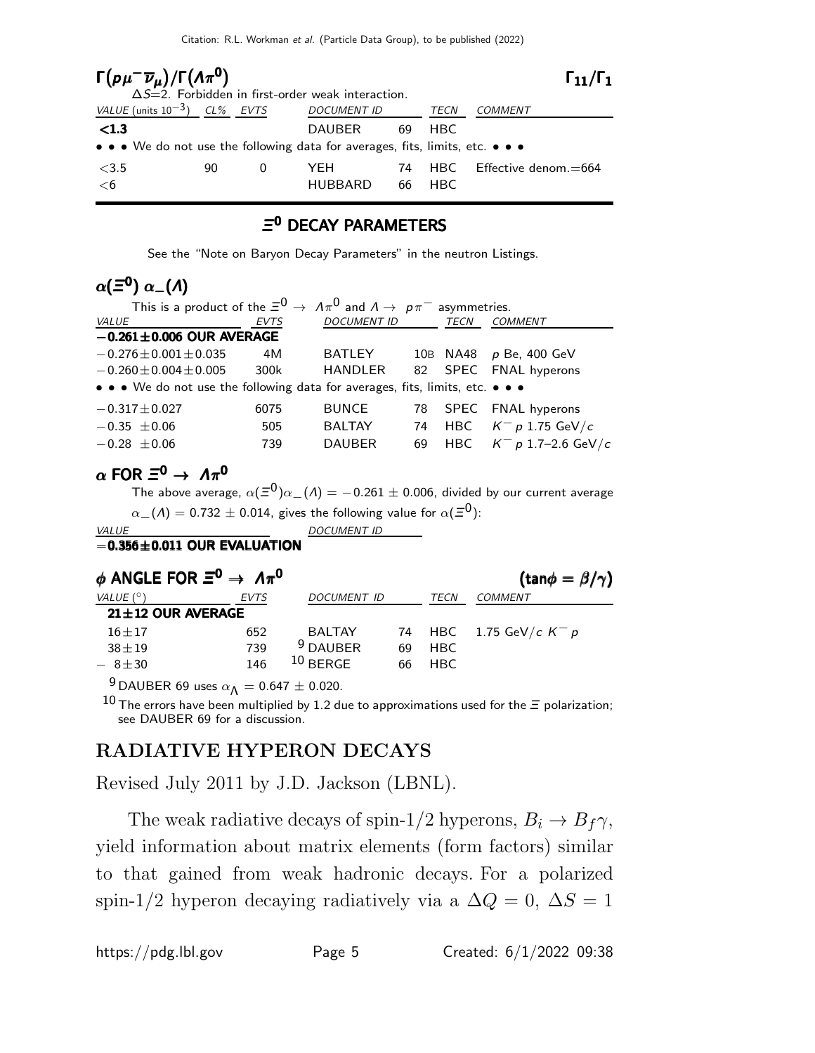### $\Gamma(p\mu^-\overline{\nu}_\mu)/\Gamma(\Lambda\pi^0)$ — $\Gamma_{11}/\Gamma_1$

$\Delta S$=2. Forbidden in first-order weak interaction.

| VALUE (units $10^{-3}$) | CL% | EVTS | DOCUMENT ID | | TECN | COMMENT |
|---|---|---|---|---|---|---|
| **<1.3** | | | DAUBER | 69 | HBC | |
| • • • We do not use the following data for averages, fits, limits, etc. • • • | | | | | | |
| <3.5 | 90 | 0 | YEH | 74 | HBC | Effective denom.=664 |
| <6 | | | HUBBARD | 66 | HBC | |

## $\Xi^0$ DECAY PARAMETERS

See the "Note on Baryon Decay Parameters" in the neutron Listings.

### $\alpha(\Xi^0)\ \alpha_-(\Lambda)$

This is a product of the $\Xi^0 \to \Lambda\pi^0$ and $\Lambda \to p\pi^-$ asymmetries.

| VALUE | EVTS | DOCUMENT ID | | TECN | COMMENT |
|---|---|---|---|---|---|
| **−0.261±0.006 OUR AVERAGE** | | | | | |
| $-0.276\pm0.001\pm0.035$ | 4M | BATLEY | 10B | NA48 | $p$ Be, 400 GeV |
| $-0.260\pm0.004\pm0.005$ | 300k | HANDLER | 82 | SPEC | FNAL hyperons |
| • • • We do not use the following data for averages, fits, limits, etc. • • • | | | | | |
| $-0.317\pm0.027$ | 6075 | BUNCE | 78 | SPEC | FNAL hyperons |
| $-0.35\ \pm0.06$ | 505 | BALTAY | 74 | HBC | $K^-p$ 1.75 GeV/$c$ |
| $-0.28\ \pm0.06$ | 739 | DAUBER | 69 | HBC | $K^-p$ 1.7–2.6 GeV/$c$ |

### $\alpha$ FOR $\Xi^0 \to \Lambda\pi^0$

The above average, $\alpha(\Xi^0)\alpha_-(\Lambda) = -0.261 \pm 0.006$, divided by our current average $\alpha_-(\Lambda) = 0.732 \pm 0.014$, gives the following value for $\alpha(\Xi^0)$:

| VALUE | DOCUMENT ID |
|---|---|
| **−0.356±0.011 OUR EVALUATION** | |

### $\phi$ ANGLE FOR $\Xi^0 \to \Lambda\pi^0$ — $(\tan\phi \equiv \beta/\gamma)$

| VALUE (°) | EVTS | DOCUMENT ID | | TECN | COMMENT |
|---|---|---|---|---|---|
| **21±12 OUR AVERAGE** | | | | | |
| 16±17 | 652 | BALTAY | 74 | HBC | 1.75 GeV/$c$ $K^-p$ |
| 38±19 | 739 | DAUBER [9] | 69 | HBC | |
| − 8±30 | 146 | BERGE [10] | 66 | HBC | |

[9] DAUBER 69 uses $\alpha_\Lambda = 0.647 \pm 0.020$.

[10] The errors have been multiplied by 1.2 due to approximations used for the $\Xi$ polarization; see DAUBER 69 for a discussion.

## RADIATIVE HYPERON DECAYS

Revised July 2011 by J.D. Jackson (LBNL).

The weak radiative decays of spin-1/2 hyperons, $B_i \to B_f\gamma$, yield information about matrix elements (form factors) similar to that gained from weak hadronic decays. For a polarized spin-1/2 hyperon decaying radiatively via a $\Delta Q = 0$, $\Delta S = 1$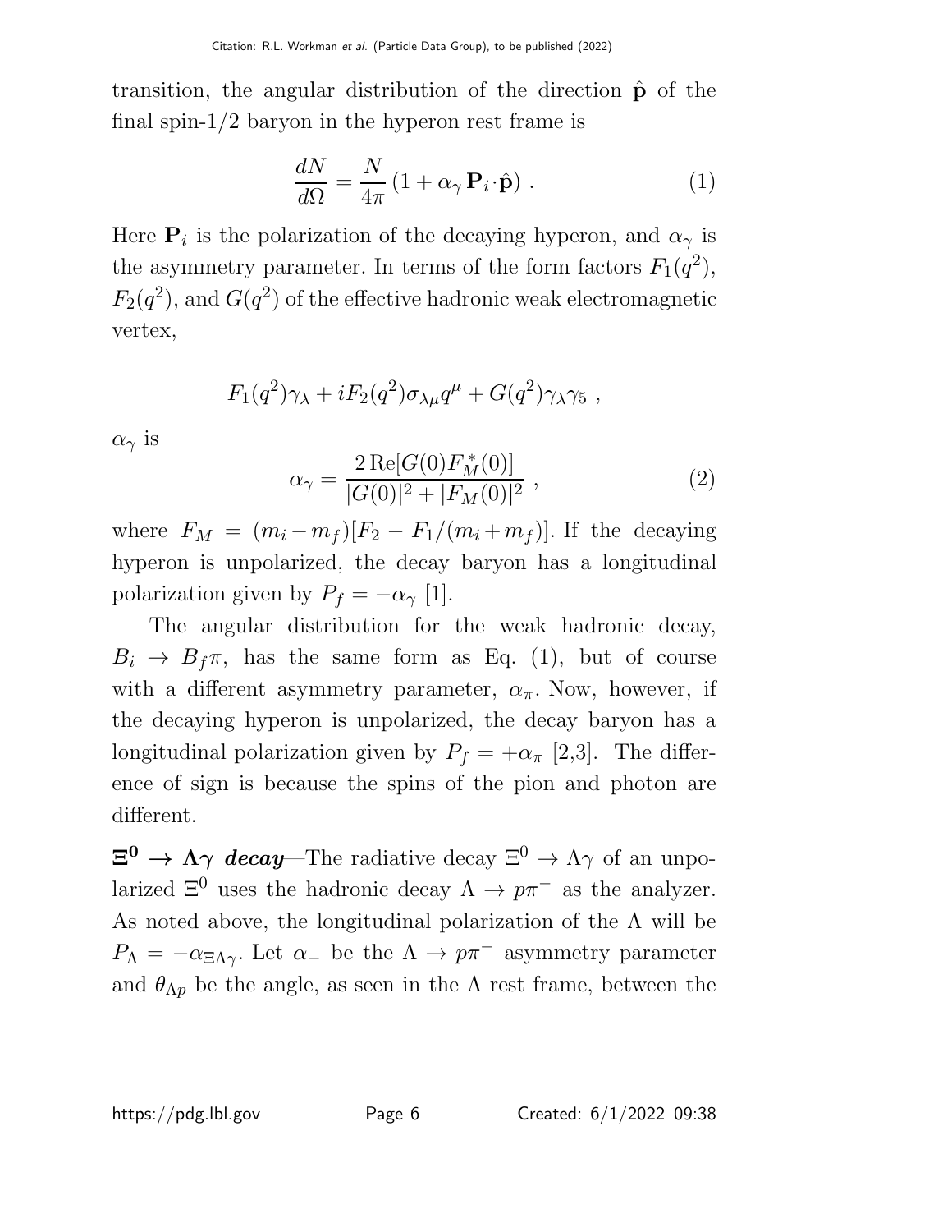transition, the angular distribution of the direction $\hat{\mathbf{p}}$ of the final spin-1/2 baryon in the hyperon rest frame is

$$\frac{dN}{d\Omega} = \frac{N}{4\pi}\left(1 + \alpha_\gamma\, \mathbf{P}_i \cdot \hat{\mathbf{p}}\right) . \tag{1}$$

Here $\mathbf{P}_i$ is the polarization of the decaying hyperon, and $\alpha_\gamma$ is the asymmetry parameter. In terms of the form factors $F_1(q^2)$, $F_2(q^2)$, and $G(q^2)$ of the effective hadronic weak electromagnetic vertex,

$$F_1(q^2)\gamma_\lambda + iF_2(q^2)\sigma_{\lambda\mu}q^\mu + G(q^2)\gamma_\lambda\gamma_5 \ ,$$

$\alpha_\gamma$ is

$$\alpha_\gamma = \frac{2\,\mathrm{Re}[G(0)F_M^*(0)]}{|G(0)|^2 + |F_M(0)|^2} \ , \tag{2}$$

where $F_M = (m_i - m_f)[F_2 - F_1/(m_i + m_f)]$. If the decaying hyperon is unpolarized, the decay baryon has a longitudinal polarization given by $P_f = -\alpha_\gamma$ [1].

The angular distribution for the weak hadronic decay, $B_i \to B_f \pi$, has the same form as Eq. (1), but of course with a different asymmetry parameter, $\alpha_\pi$. Now, however, if the decaying hyperon is unpolarized, the decay baryon has a longitudinal polarization given by $P_f = +\alpha_\pi$ [2,3]. The difference of sign is because the spins of the pion and photon are different.

**$\Xi^0 \to \Lambda\gamma$ *decay***—The radiative decay $\Xi^0 \to \Lambda\gamma$ of an unpolarized $\Xi^0$ uses the hadronic decay $\Lambda \to p\pi^-$ as the analyzer. As noted above, the longitudinal polarization of the $\Lambda$ will be $P_\Lambda = -\alpha_{\Xi\Lambda\gamma}$. Let $\alpha_-$ be the $\Lambda \to p\pi^-$ asymmetry parameter and $\theta_{\Lambda p}$ be the angle, as seen in the $\Lambda$ rest frame, between the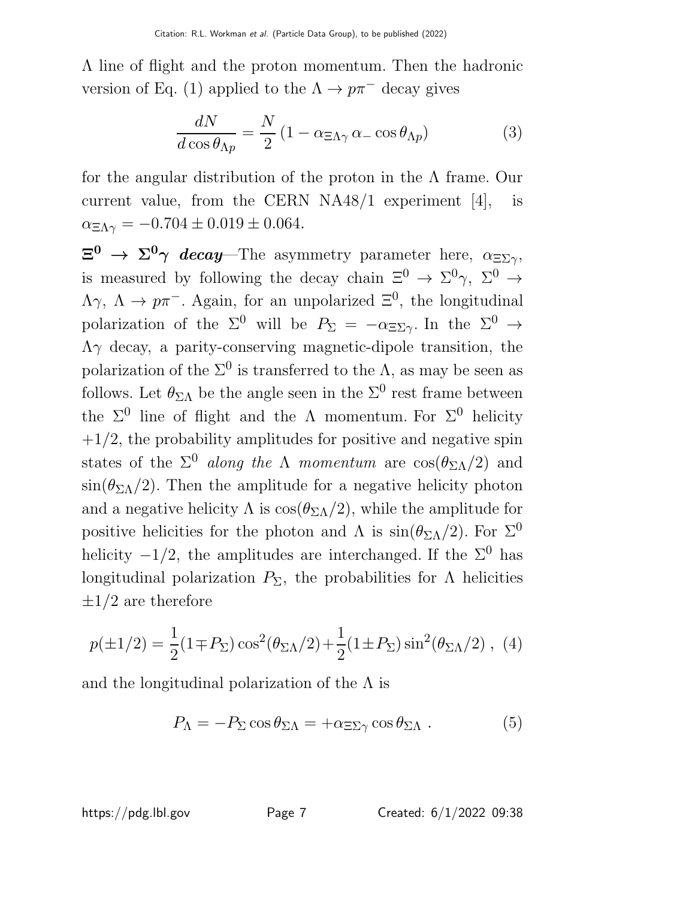Λ line of flight and the proton momentum. Then the hadronic version of Eq. (1) applied to the $\Lambda \to p\pi^-$ decay gives

$$\frac{dN}{d\cos\theta_{\Lambda p}} = \frac{N}{2}\left(1 - \alpha_{\Xi\Lambda\gamma}\,\alpha_-\cos\theta_{\Lambda p}\right) \tag{3}$$

for the angular distribution of the proton in the Λ frame. Our current value, from the CERN NA48/1 experiment [4], is $\alpha_{\Xi\Lambda\gamma} = -0.704 \pm 0.019 \pm 0.064$.

$\boldsymbol{\Xi^0 \to \Sigma^0\gamma}$ ***decay***—The asymmetry parameter here, $\alpha_{\Xi\Sigma\gamma}$, is measured by following the decay chain $\Xi^0 \to \Sigma^0\gamma$, $\Sigma^0 \to \Lambda\gamma$, $\Lambda \to p\pi^-$. Again, for an unpolarized $\Xi^0$, the longitudinal polarization of the $\Sigma^0$ will be $P_\Sigma = -\alpha_{\Xi\Sigma\gamma}$. In the $\Sigma^0 \to \Lambda\gamma$ decay, a parity-conserving magnetic-dipole transition, the polarization of the $\Sigma^0$ is transferred to the Λ, as may be seen as follows. Let $\theta_{\Sigma\Lambda}$ be the angle seen in the $\Sigma^0$ rest frame between the $\Sigma^0$ line of flight and the Λ momentum. For $\Sigma^0$ helicity $+1/2$, the probability amplitudes for positive and negative spin states of the $\Sigma^0$ *along the* Λ *momentum* are $\cos(\theta_{\Sigma\Lambda}/2)$ and $\sin(\theta_{\Sigma\Lambda}/2)$. Then the amplitude for a negative helicity photon and a negative helicity Λ is $\cos(\theta_{\Sigma\Lambda}/2)$, while the amplitude for positive helicities for the photon and Λ is $\sin(\theta_{\Sigma\Lambda}/2)$. For $\Sigma^0$ helicity $-1/2$, the amplitudes are interchanged. If the $\Sigma^0$ has longitudinal polarization $P_\Sigma$, the probabilities for Λ helicities $\pm 1/2$ are therefore

$$p(\pm 1/2) = \frac{1}{2}(1 \mp P_\Sigma)\cos^2(\theta_{\Sigma\Lambda}/2) + \frac{1}{2}(1 \pm P_\Sigma)\sin^2(\theta_{\Sigma\Lambda}/2)\ , \tag{4}$$

and the longitudinal polarization of the Λ is

$$P_\Lambda = -P_\Sigma\cos\theta_{\Sigma\Lambda} = +\alpha_{\Xi\Sigma\gamma}\cos\theta_{\Sigma\Lambda}\ . \tag{5}$$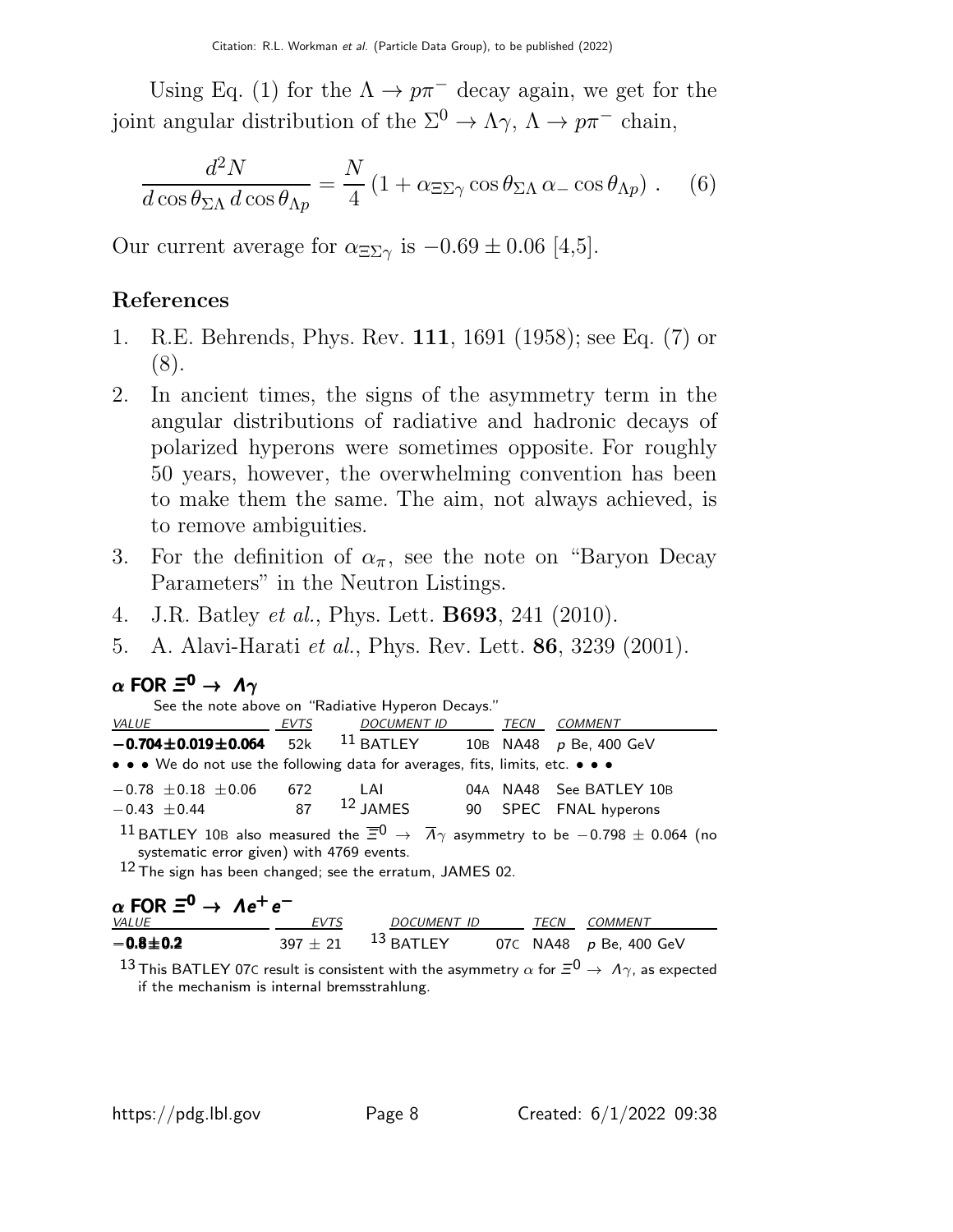Using Eq. (1) for the $\Lambda \to p\pi^-$ decay again, we get for the joint angular distribution of the $\Sigma^0 \to \Lambda\gamma$, $\Lambda \to p\pi^-$ chain,

$$\frac{d^2N}{d\cos\theta_{\Sigma\Lambda}\, d\cos\theta_{\Lambda p}} = \frac{N}{4}\left(1 + \alpha_{\Xi\Sigma\gamma}\cos\theta_{\Sigma\Lambda}\,\alpha_-\cos\theta_{\Lambda p}\right) . \quad (6)$$

Our current average for $\alpha_{\Xi\Sigma\gamma}$ is $-0.69 \pm 0.06$ [4,5].

## References

1. R.E. Behrends, Phys. Rev. **111**, 1691 (1958); see Eq. (7) or (8).
2. In ancient times, the signs of the asymmetry term in the angular distributions of radiative and hadronic decays of polarized hyperons were sometimes opposite. For roughly 50 years, however, the overwhelming convention has been to make them the same. The aim, not always achieved, is to remove ambiguities.
3. For the definition of $\alpha_\pi$, see the note on "Baryon Decay Parameters" in the Neutron Listings.
4. J.R. Batley *et al.*, Phys. Lett. **B693**, 241 (2010).
5. A. Alavi-Harati *et al.*, Phys. Rev. Lett. **86**, 3239 (2001).

### $\alpha$ FOR $\Xi^0 \to \Lambda\gamma$

See the note above on "Radiative Hyperon Decays."

| VALUE | EVTS | DOCUMENT ID | | TECN | COMMENT |
|---|---|---|---|---|---|
| **−0.704±0.019±0.064** | 52k | [11] BATLEY | 10B | NA48 | $p$ Be, 400 GeV |
| • • • We do not use the following data for averages, fits, limits, etc. • • • | | | | | |
| −0.78 ±0.18 ±0.06 | 672 | LAI | 04A | NA48 | See BATLEY 10B |
| −0.43 ±0.44 | 87 | [12] JAMES | 90 | SPEC | FNAL hyperons |

[11] BATLEY 10B also measured the $\overline{\Xi}^0 \to \overline{\Lambda}\gamma$ asymmetry to be $-0.798 \pm 0.064$ (no systematic error given) with 4769 events.

[12] The sign has been changed; see the erratum, JAMES 02.

### $\alpha$ FOR $\Xi^0 \to \Lambda e^+ e^-$

| VALUE | EVTS | DOCUMENT ID | | TECN | COMMENT |
|---|---|---|---|---|---|
| **−0.8±0.2** | 397 ± 21 | [13] BATLEY | 07C | NA48 | $p$ Be, 400 GeV |

[13] This BATLEY 07C result is consistent with the asymmetry $\alpha$ for $\Xi^0 \to \Lambda\gamma$, as expected if the mechanism is internal bremsstrahlung.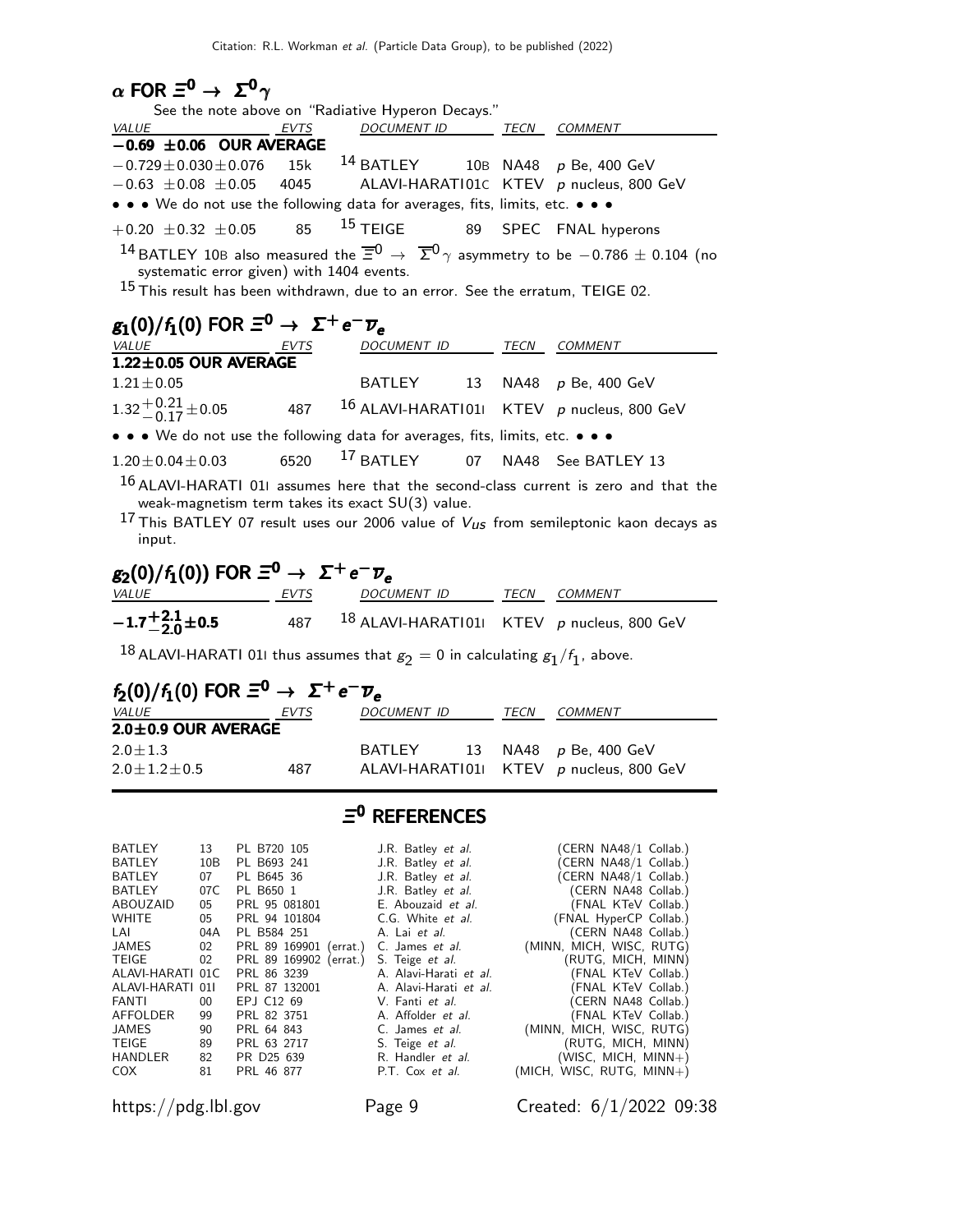## $\alpha$ FOR $\Xi^0 \to \Sigma^0 \gamma$

See the note above on "Radiative Hyperon Decays."

| VALUE | EVTS | DOCUMENT ID | | TECN | COMMENT |
|---|---|---|---|---|---|
| **−0.69 ±0.06 OUR AVERAGE** | | | | | |
| $-0.729 \pm 0.030 \pm 0.076$ | 15k | [14] BATLEY | 10B | NA48 | $p$ Be, 400 GeV |
| $-0.63 \pm 0.08 \pm 0.05$ | 4045 | ALAVI-HARATI | 01C | KTEV | $p$ nucleus, 800 GeV |
| • • • We do not use the following data for averages, fits, limits, etc. • • • | | | | | |
| $+0.20 \pm 0.32 \pm 0.05$ | 85 | [15] TEIGE | 89 | SPEC | FNAL hyperons |

[14] BATLEY 10B also measured the $\overline{\Xi}^0 \to \overline{\Sigma}^0 \gamma$ asymmetry to be $-0.786 \pm 0.104$ (no systematic error given) with 1404 events.

[15] This result has been withdrawn, due to an error. See the erratum, TEIGE 02.

## $g_1(0)/f_1(0)$ FOR $\Xi^0 \to \Sigma^+ e^- \overline{\nu}_e$

| VALUE | EVTS | DOCUMENT ID | | TECN | COMMENT |
|---|---|---|---|---|---|
| **1.22±0.05 OUR AVERAGE** | | | | | |
| $1.21 \pm 0.05$ | | BATLEY | 13 | NA48 | $p$ Be, 400 GeV |
| $1.32^{+0.21}_{-0.17} \pm 0.05$ | 487 | [16] ALAVI-HARATI | 01I | KTEV | $p$ nucleus, 800 GeV |
| • • • We do not use the following data for averages, fits, limits, etc. • • • | | | | | |
| $1.20 \pm 0.04 \pm 0.03$ | 6520 | [17] BATLEY | 07 | NA48 | See BATLEY 13 |

[16] ALAVI-HARATI 01I assumes here that the second-class current is zero and that the weak-magnetism term takes its exact SU(3) value.

[17] This BATLEY 07 result uses our 2006 value of $V_{us}$ from semileptonic kaon decays as input.

## $g_2(0)/f_1(0))$ FOR $\Xi^0 \to \Sigma^+ e^- \overline{\nu}_e$

| VALUE | EVTS | DOCUMENT ID | | TECN | COMMENT |
|---|---|---|---|---|---|
| $\mathbf{-1.7^{+2.1}_{-2.0} \pm 0.5}$ | 487 | [18] ALAVI-HARATI | 01I | KTEV | $p$ nucleus, 800 GeV |

[18] ALAVI-HARATI 01I thus assumes that $g_2 = 0$ in calculating $g_1/f_1$, above.

## $f_2(0)/f_1(0)$ FOR $\Xi^0 \to \Sigma^+ e^- \overline{\nu}_e$

| VALUE | EVTS | DOCUMENT ID | | TECN | COMMENT |
|---|---|---|---|---|---|
| **2.0±0.9 OUR AVERAGE** | | | | | |
| $2.0 \pm 1.3$ | | BATLEY | 13 | NA48 | $p$ Be, 400 GeV |
| $2.0 \pm 1.2 \pm 0.5$ | 487 | ALAVI-HARATI | 01I | KTEV | $p$ nucleus, 800 GeV |

## $\Xi^0$ REFERENCES

| | | | | |
|---|---|---|---|---|
| BATLEY | 13 | PL B720 105 | J.R. Batley *et al.* | (CERN NA48/1 Collab.) |
| BATLEY | 10B | PL B693 241 | J.R. Batley *et al.* | (CERN NA48/1 Collab.) |
| BATLEY | 07 | PL B645 36 | J.R. Batley *et al.* | (CERN NA48/1 Collab.) |
| BATLEY | 07C | PL B650 1 | J.R. Batley *et al.* | (CERN NA48 Collab.) |
| ABOUZAID | 05 | PRL 95 081801 | E. Abouzaid *et al.* | (FNAL KTeV Collab.) |
| WHITE | 05 | PRL 94 101804 | C.G. White *et al.* | (FNAL HyperCP Collab.) |
| LAI | 04A | PL B584 251 | A. Lai *et al.* | (CERN NA48 Collab.) |
| JAMES | 02 | PRL 89 169901 (errat.) | C. James *et al.* | (MINN, MICH, WISC, RUTG) |
| TEIGE | 02 | PRL 89 169902 (errat.) | S. Teige *et al.* | (RUTG, MICH, MINN) |
| ALAVI-HARATI | 01C | PRL 86 3239 | A. Alavi-Harati *et al.* | (FNAL KTeV Collab.) |
| ALAVI-HARATI | 01I | PRL 87 132001 | A. Alavi-Harati *et al.* | (FNAL KTeV Collab.) |
| FANTI | 00 | EPJ C12 69 | V. Fanti *et al.* | (CERN NA48 Collab.) |
| AFFOLDER | 99 | PRL 82 3751 | A. Affolder *et al.* | (FNAL KTeV Collab.) |
| JAMES | 90 | PRL 64 843 | C. James *et al.* | (MINN, MICH, WISC, RUTG) |
| TEIGE | 89 | PRL 63 2717 | S. Teige *et al.* | (RUTG, MICH, MINN) |
| HANDLER | 82 | PR D25 639 | R. Handler *et al.* | (WISC, MICH, MINN+) |
| COX | 81 | PRL 46 877 | P.T. Cox *et al.* | (MICH, WISC, RUTG, MINN+) |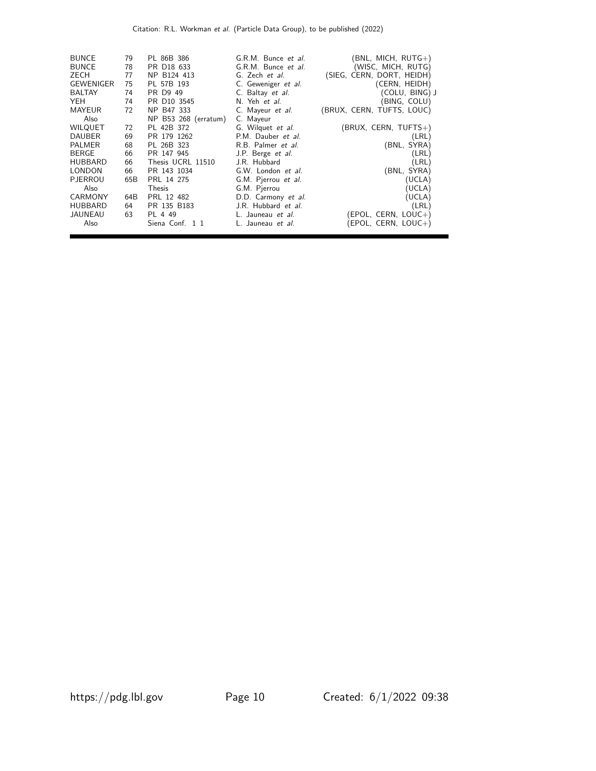| | | | | |
|---|---|---|---|---|
| BUNCE | 79 | PL 86B 386 | G.R.M. Bunce *et al.* | (BNL, MICH, RUTG+) |
| BUNCE | 78 | PR D18 633 | G.R.M. Bunce *et al.* | (WISC, MICH, RUTG) |
| ZECH | 77 | NP B124 413 | G. Zech *et al.* | (SIEG, CERN, DORT, HEIDH) |
| GEWENIGER | 75 | PL 57B 193 | C. Geweniger *et al.* | (CERN, HEIDH) |
| BALTAY | 74 | PR D9 49 | C. Baltay *et al.* | (COLU, BING) J |
| YEH | 74 | PR D10 3545 | N. Yeh *et al.* | (BING, COLU) |
| MAYEUR | 72 | NP B47 333 | C. Mayeur *et al.* | (BRUX, CERN, TUFTS, LOUC) |
| Also | | NP B53 268 (erratum) | C. Mayeur | |
| WILQUET | 72 | PL 42B 372 | G. Wilquet *et al.* | (BRUX, CERN, TUFTS+) |
| DAUBER | 69 | PR 179 1262 | P.M. Dauber *et al.* | (LRL) |
| PALMER | 68 | PL 26B 323 | R.B. Palmer *et al.* | (BNL, SYRA) |
| BERGE | 66 | PR 147 945 | J.P. Berge *et al.* | (LRL) |
| HUBBARD | 66 | Thesis UCRL 11510 | J.R. Hubbard | (LRL) |
| LONDON | 66 | PR 143 1034 | G.W. London *et al.* | (BNL, SYRA) |
| PJERROU | 65B | PRL 14 275 | G.M. Pjerrou *et al.* | (UCLA) |
| Also | | Thesis | G.M. Pjerrou | (UCLA) |
| CARMONY | 64B | PRL 12 482 | D.D. Carmony *et al.* | (UCLA) |
| HUBBARD | 64 | PR 135 B183 | J.R. Hubbard *et al.* | (LRL) |
| JAUNEAU | 63 | PL 4 49 | L. Jauneau *et al.* | (EPOL, CERN, LOUC+) |
| Also | | Siena Conf. 1 1 | L. Jauneau *et al.* | (EPOL, CERN, LOUC+) |